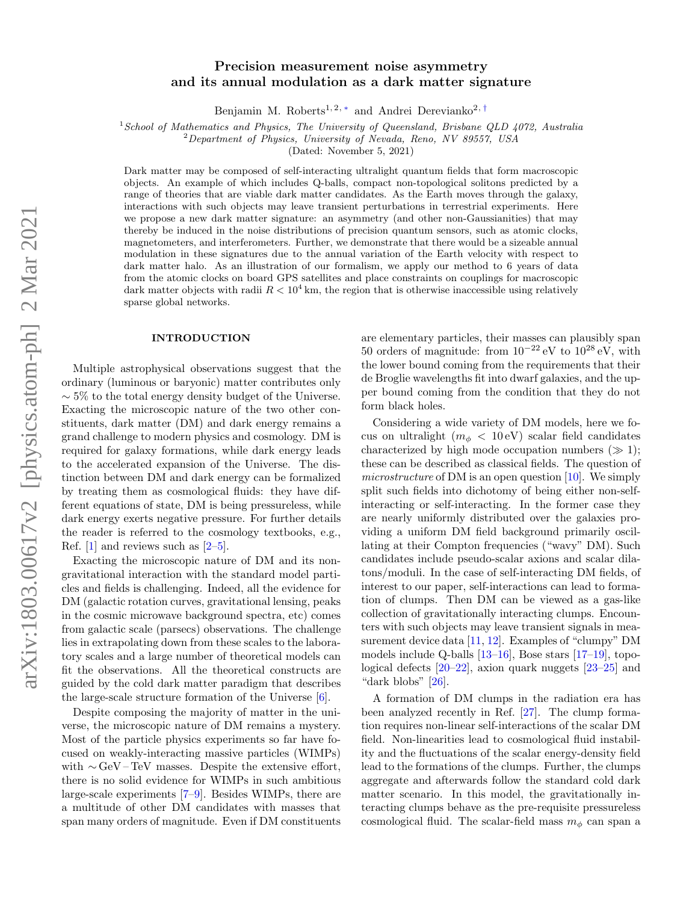# Precision measurement noise asymmetry and its annual modulation as a dark matter signature

Benjamin M. Roberts[1, 2, *] and Andrei Derevianko[2, †]

[1] *School of Mathematics and Physics, The University of Queensland, Brisbane QLD 4072, Australia*
[2] *Department of Physics, University of Nevada, Reno, NV 89557, USA*
(Dated: November 5, 2021)

Dark matter may be composed of self-interacting ultralight quantum fields that form macroscopic objects. An example of which includes Q-balls, compact non-topological solitons predicted by a range of theories that are viable dark matter candidates. As the Earth moves through the galaxy, interactions with such objects may leave transient perturbations in terrestrial experiments. Here we propose a new dark matter signature: an asymmetry (and other non-Gaussianities) that may thereby be induced in the noise distributions of precision quantum sensors, such as atomic clocks, magnetometers, and interferometers. Further, we demonstrate that there would be a sizeable annual modulation in these signatures due to the annual variation of the Earth velocity with respect to dark matter halo. As an illustration of our formalism, we apply our method to 6 years of data from the atomic clocks on board GPS satellites and place constraints on couplings for macroscopic dark matter objects with radii $R < 10^4$ km, the region that is otherwise inaccessible using relatively sparse global networks.

## INTRODUCTION

Multiple astrophysical observations suggest that the ordinary (luminous or baryonic) matter contributes only $\sim 5\%$ to the total energy density budget of the Universe. Exacting the microscopic nature of the two other constituents, dark matter (DM) and dark energy remains a grand challenge to modern physics and cosmology. DM is required for galaxy formations, while dark energy leads to the accelerated expansion of the Universe. The distinction between DM and dark energy can be formalized by treating them as cosmological fluids: they have different equations of state, DM is being pressureless, while dark energy exerts negative pressure. For further details the reader is referred to the cosmology textbooks, e.g., Ref. [1] and reviews such as [2–5].

Exacting the microscopic nature of DM and its non-gravitational interaction with the standard model particles and fields is challenging. Indeed, all the evidence for DM (galactic rotation curves, gravitational lensing, peaks in the cosmic microwave background spectra, etc) comes from galactic scale (parsecs) observations. The challenge lies in extrapolating down from these scales to the laboratory scales and a large number of theoretical models can fit the observations. All the theoretical constructs are guided by the cold dark matter paradigm that describes the large-scale structure formation of the Universe [6].

Despite composing the majority of matter in the universe, the microscopic nature of DM remains a mystery. Most of the particle physics experiments so far have focused on weakly-interacting massive particles (WIMPs) with $\sim$GeV – TeV masses. Despite the extensive effort, there is no solid evidence for WIMPs in such ambitious large-scale experiments [7–9]. Besides WIMPs, there are a multitude of other DM candidates with masses that span many orders of magnitude. Even if DM constituents are elementary particles, their masses can plausibly span 50 orders of magnitude: from $10^{-22}$ eV to $10^{28}$ eV, with the lower bound coming from the requirements that their de Broglie wavelengths fit into dwarf galaxies, and the upper bound coming from the condition that they do not form black holes.

Considering a wide variety of DM models, here we focus on ultralight ($m_\phi < 10$ eV) scalar field candidates characterized by high mode occupation numbers ($\gg 1$); these can be described as classical fields. The question of *microstructure* of DM is an open question [10]. We simply split such fields into dichotomy of being either non-self-interacting or self-interacting. In the former case they are nearly uniformly distributed over the galaxies providing a uniform DM field background primarily oscillating at their Compton frequencies ("wavy" DM). Such candidates include pseudo-scalar axions and scalar dilatons/moduli. In the case of self-interacting DM fields, of interest to our paper, self-interactions can lead to formation of clumps. Then DM can be viewed as a gas-like collection of gravitationally interacting clumps. Encounters with such objects may leave transient signals in measurement device data [11, 12]. Examples of "clumpy" DM models include Q-balls [13–16], Bose stars [17–19], topological defects [20–22], axion quark nuggets [23–25] and "dark blobs" [26].

A formation of DM clumps in the radiation era has been analyzed recently in Ref. [27]. The clump formation requires non-linear self-interactions of the scalar DM field. Non-linearities lead to cosmological fluid instability and the fluctuations of the scalar energy-density field lead to the formations of the clumps. Further, the clumps aggregate and afterwards follow the standard cold dark matter scenario. In this model, the gravitationally interacting clumps behave as the pre-requisite pressureless cosmological fluid. The scalar-field mass $m_\phi$ can span a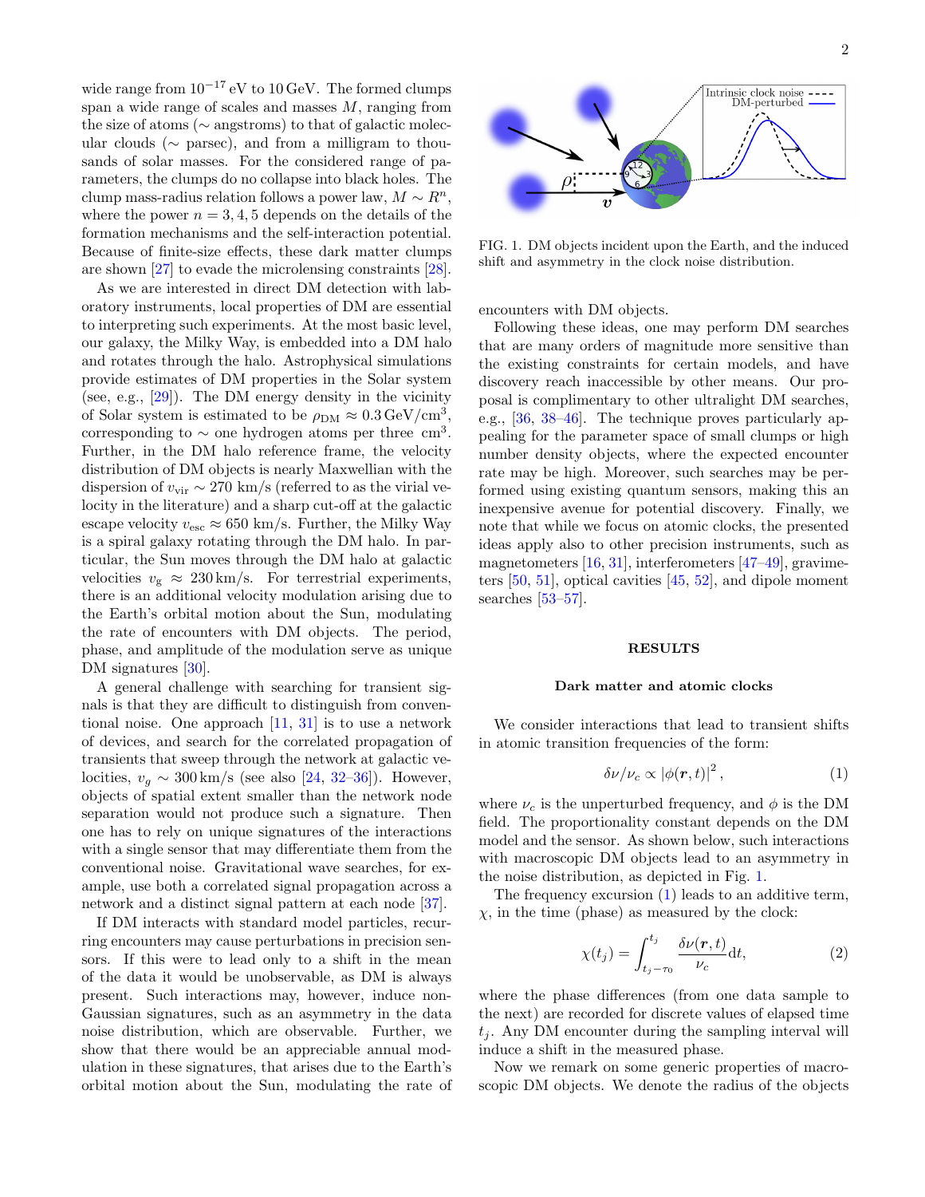wide range from $10^{-17}$ eV to 10 GeV. The formed clumps span a wide range of scales and masses $M$, ranging from the size of atoms ($\sim$ angstroms) to that of galactic molecular clouds ($\sim$ parsec), and from a milligram to thousands of solar masses. For the considered range of parameters, the clumps do no collapse into black holes. The clump mass-radius relation follows a power law, $M \sim R^n$, where the power $n = 3, 4, 5$ depends on the details of the formation mechanisms and the self-interaction potential. Because of finite-size effects, these dark matter clumps are shown [27] to evade the microlensing constraints [28].

As we are interested in direct DM detection with laboratory instruments, local properties of DM are essential to interpreting such experiments. At the most basic level, our galaxy, the Milky Way, is embedded into a DM halo and rotates through the halo. Astrophysical simulations provide estimates of DM properties in the Solar system (see, e.g., [29]). The DM energy density in the vicinity of Solar system is estimated to be $\rho_{\rm DM} \approx 0.3\,{\rm GeV/cm^3}$, corresponding to $\sim$ one hydrogen atoms per three cm$^3$. Further, in the DM halo reference frame, the velocity distribution of DM objects is nearly Maxwellian with the dispersion of $v_{\rm vir} \sim 270$ km/s (referred to as the virial velocity in the literature) and a sharp cut-off at the galactic escape velocity $v_{\rm esc} \approx 650$ km/s. Further, the Milky Way is a spiral galaxy rotating through the DM halo. In particular, the Sun moves through the DM halo at galactic velocities $v_{\rm g} \approx 230$ km/s. For terrestrial experiments, there is an additional velocity modulation arising due to the Earth's orbital motion about the Sun, modulating the rate of encounters with DM objects. The period, phase, and amplitude of the modulation serve as unique DM signatures [30].

A general challenge with searching for transient signals is that they are difficult to distinguish from conventional noise. One approach [11, 31] is to use a network of devices, and search for the correlated propagation of transients that sweep through the network at galactic velocities, $v_g \sim 300$ km/s (see also [24, 32–36]). However, objects of spatial extent smaller than the network node separation would not produce such a signature. Then one has to rely on unique signatures of the interactions with a single sensor that may differentiate them from the conventional noise. Gravitational wave searches, for example, use both a correlated signal propagation across a network and a distinct signal pattern at each node [37].

If DM interacts with standard model particles, recurring encounters may cause perturbations in precision sensors. If this were to lead only to a shift in the mean of the data it would be unobservable, as DM is always present. Such interactions may, however, induce non-Gaussian signatures, such as an asymmetry in the data noise distribution, which are observable. Further, we show that there would be an appreciable annual modulation in these signatures, that arises due to the Earth's orbital motion about the Sun, modulating the rate of encounters with DM objects.

FIG. 1. DM objects incident upon the Earth, and the induced shift and asymmetry in the clock noise distribution.

Following these ideas, one may perform DM searches that are many orders of magnitude more sensitive than the existing constraints for certain models, and have discovery reach inaccessible by other means. Our proposal is complimentary to other ultralight DM searches, e.g., [36, 38–46]. The technique proves particularly appealing for the parameter space of small clumps or high number density objects, where the expected encounter rate may be high. Moreover, such searches may be performed using existing quantum sensors, making this an inexpensive avenue for potential discovery. Finally, we note that while we focus on atomic clocks, the presented ideas apply also to other precision instruments, such as magnetometers [16, 31], interferometers [47–49], gravimeters [50, 51], optical cavities [45, 52], and dipole moment searches [53–57].

## RESULTS

### Dark matter and atomic clocks

We consider interactions that lead to transient shifts in atomic transition frequencies of the form:

$$\delta\nu/\nu_c \propto |\phi(\boldsymbol{r},t)|^2\,, \tag{1}$$

where $\nu_c$ is the unperturbed frequency, and $\phi$ is the DM field. The proportionality constant depends on the DM model and the sensor. As shown below, such interactions with macroscopic DM objects lead to an asymmetry in the noise distribution, as depicted in Fig. 1.

The frequency excursion (1) leads to an additive term, $\chi$, in the time (phase) as measured by the clock:

$$\chi(t_j) = \int_{t_j-\tau_0}^{t_j} \frac{\delta\nu(\boldsymbol{r},t)}{\nu_c}{\rm d}t, \tag{2}$$

where the phase differences (from one data sample to the next) are recorded for discrete values of elapsed time $t_j$. Any DM encounter during the sampling interval will induce a shift in the measured phase.

Now we remark on some generic properties of macroscopic DM objects. We denote the radius of the objects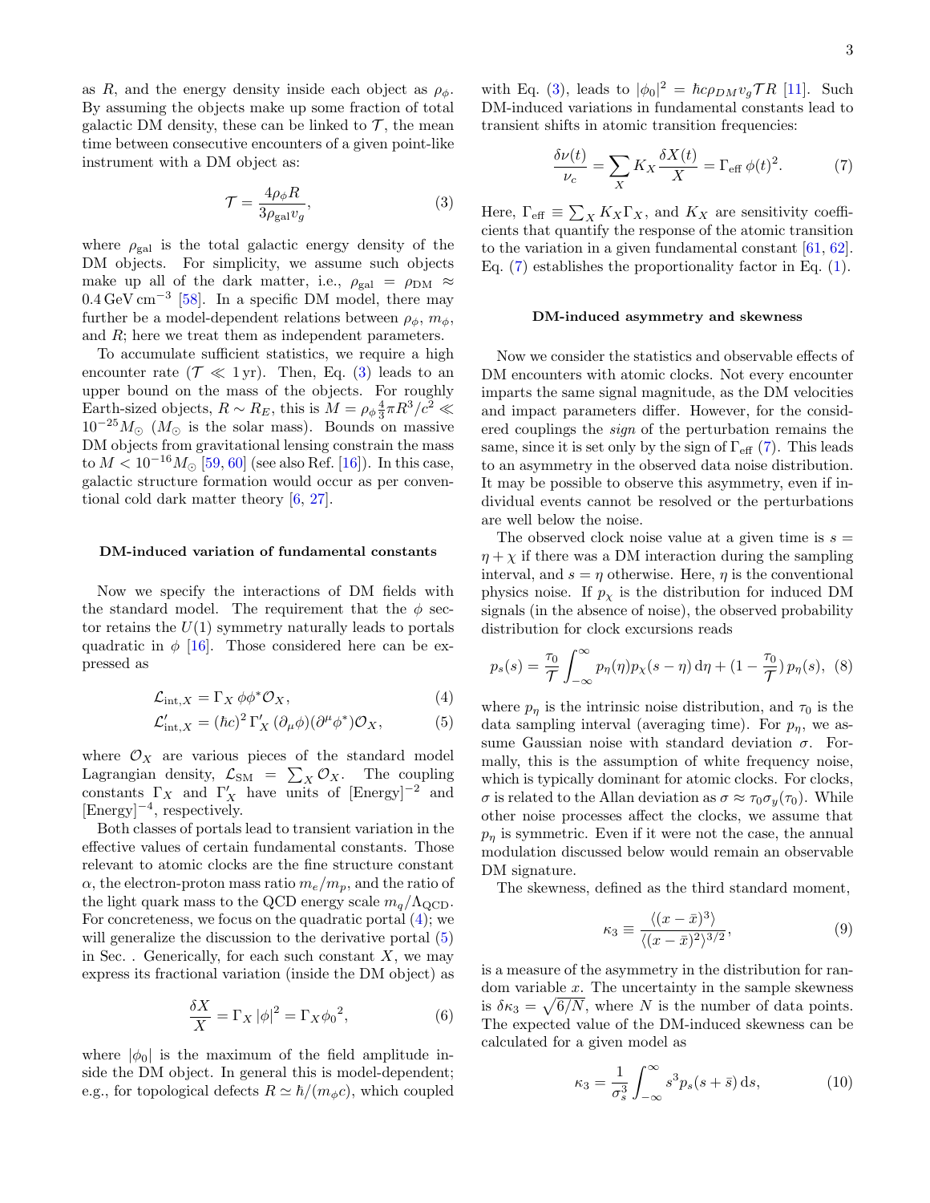as $R$, and the energy density inside each object as $\rho_\phi$. By assuming the objects make up some fraction of total galactic DM density, these can be linked to $\mathcal{T}$, the mean time between consecutive encounters of a given point-like instrument with a DM object as:

$$\mathcal{T} = \frac{4\rho_\phi R}{3\rho_{\rm gal} v_g}, \tag{3}$$

where $\rho_{\rm gal}$ is the total galactic energy density of the DM objects. For simplicity, we assume such objects make up all of the dark matter, i.e., $\rho_{\rm gal} = \rho_{\rm DM} \approx 0.4\,{\rm GeV\,cm^{-3}}$ [58]. In a specific DM model, there may further be a model-dependent relations between $\rho_\phi$, $m_\phi$, and $R$; here we treat them as independent parameters.

To accumulate sufficient statistics, we require a high encounter rate ($\mathcal{T} \ll 1\,{\rm yr}$). Then, Eq. (3) leads to an upper bound on the mass of the objects. For roughly Earth-sized objects, $R \sim R_E$, this is $M = \rho_\phi \frac{4}{3}\pi R^3/c^2 \ll 10^{-25} M_\odot$ ($M_\odot$ is the solar mass). Bounds on massive DM objects from gravitational lensing constrain the mass to $M < 10^{-16} M_\odot$ [59, 60] (see also Ref. [16]). In this case, galactic structure formation would occur as per conventional cold dark matter theory [6, 27].

## DM-induced variation of fundamental constants

Now we specify the interactions of DM fields with the standard model. The requirement that the $\phi$ sector retains the $U(1)$ symmetry naturally leads to portals quadratic in $\phi$ [16]. Those considered here can be expressed as

$$\mathcal{L}_{{\rm int},X} = \Gamma_X\, \phi\phi^* \mathcal{O}_X, \tag{4}$$

$$\mathcal{L}'_{{\rm int},X} = (\hbar c)^2\, \Gamma'_X\, (\partial_\mu \phi)(\partial^\mu \phi^*) \mathcal{O}_X, \tag{5}$$

where $\mathcal{O}_X$ are various pieces of the standard model Lagrangian density, $\mathcal{L}_{\rm SM} = \sum_X \mathcal{O}_X$. The coupling constants $\Gamma_X$ and $\Gamma'_X$ have units of $[{\rm Energy}]^{-2}$ and $[{\rm Energy}]^{-4}$, respectively.

Both classes of portals lead to transient variation in the effective values of certain fundamental constants. Those relevant to atomic clocks are the fine structure constant $\alpha$, the electron-proton mass ratio $m_e/m_p$, and the ratio of the light quark mass to the QCD energy scale $m_q/\Lambda_{\rm QCD}$. For concreteness, we focus on the quadratic portal (4); we will generalize the discussion to the derivative portal (5) in Sec. . Generically, for each such constant $X$, we may express its fractional variation (inside the DM object) as

$$\frac{\delta X}{X} = \Gamma_X\, |\phi|^2 = \Gamma_X {\phi_0}^2, \tag{6}$$

where $|\phi_0|$ is the maximum of the field amplitude inside the DM object. In general this is model-dependent; e.g., for topological defects $R \simeq \hbar/(m_\phi c)$, which coupled with Eq. (3), leads to $|\phi_0|^2 = \hbar c \rho_{DM} v_g \mathcal{T} R$ [11]. Such DM-induced variations in fundamental constants lead to transient shifts in atomic transition frequencies:

$$\frac{\delta\nu(t)}{\nu_c} = \sum_X K_X \frac{\delta X(t)}{X} = \Gamma_{\rm eff}\, \phi(t)^2. \tag{7}$$

Here, $\Gamma_{\rm eff} \equiv \sum_X K_X \Gamma_X$, and $K_X$ are sensitivity coefficients that quantify the response of the atomic transition to the variation in a given fundamental constant [61, 62]. Eq. (7) establishes the proportionality factor in Eq. (1).

## DM-induced asymmetry and skewness

Now we consider the statistics and observable effects of DM encounters with atomic clocks. Not every encounter imparts the same signal magnitude, as the DM velocities and impact parameters differ. However, for the considered couplings the *sign* of the perturbation remains the same, since it is set only by the sign of $\Gamma_{\rm eff}$ (7). This leads to an asymmetry in the observed data noise distribution. It may be possible to observe this asymmetry, even if individual events cannot be resolved or the perturbations are well below the noise.

The observed clock noise value at a given time is $s = \eta + \chi$ if there was a DM interaction during the sampling interval, and $s = \eta$ otherwise. Here, $\eta$ is the conventional physics noise. If $p_\chi$ is the distribution for induced DM signals (in the absence of noise), the observed probability distribution for clock excursions reads

$$p_s(s) = \frac{\tau_0}{\mathcal{T}} \int_{-\infty}^{\infty} p_\eta(\eta) p_\chi(s-\eta)\, {\rm d}\eta + (1 - \frac{\tau_0}{\mathcal{T}})\, p_\eta(s), \tag{8}$$

where $p_\eta$ is the intrinsic noise distribution, and $\tau_0$ is the data sampling interval (averaging time). For $p_\eta$, we assume Gaussian noise with standard deviation $\sigma$. Formally, this is the assumption of white frequency noise, which is typically dominant for atomic clocks. For clocks, $\sigma$ is related to the Allan deviation as $\sigma \approx \tau_0 \sigma_y(\tau_0)$. While other noise processes affect the clocks, we assume that $p_\eta$ is symmetric. Even if it were not the case, the annual modulation discussed below would remain an observable DM signature.

The skewness, defined as the third standard moment,

$$\kappa_3 \equiv \frac{\langle (x-\bar{x})^3 \rangle}{\langle (x-\bar{x})^2 \rangle^{3/2}}, \tag{9}$$

is a measure of the asymmetry in the distribution for random variable $x$. The uncertainty in the sample skewness is $\delta\kappa_3 = \sqrt{6/N}$, where $N$ is the number of data points. The expected value of the DM-induced skewness can be calculated for a given model as

$$\kappa_3 = \frac{1}{\sigma_s^3} \int_{-\infty}^{\infty} s^3 p_s(s+\bar{s})\, {\rm d}s, \tag{10}$$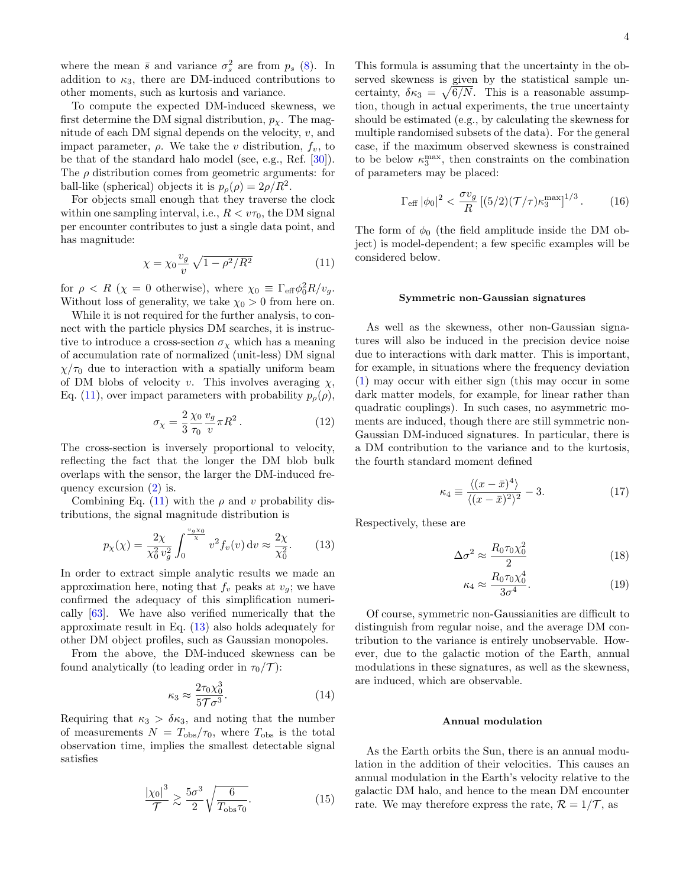where the mean $\bar{s}$ and variance $\sigma_s^2$ are from $p_s$ (8). In addition to $\kappa_3$, there are DM-induced contributions to other moments, such as kurtosis and variance.

To compute the expected DM-induced skewness, we first determine the DM signal distribution, $p_\chi$. The magnitude of each DM signal depends on the velocity, $v$, and impact parameter, $\rho$. We take the $v$ distribution, $f_v$, to be that of the standard halo model (see, e.g., Ref. [30]). The $\rho$ distribution comes from geometric arguments: for ball-like (spherical) objects it is $p_\rho(\rho) = 2\rho/R^2$.

For objects small enough that they traverse the clock within one sampling interval, i.e., $R < v\tau_0$, the DM signal per encounter contributes to just a single data point, and has magnitude:

$$\chi = \chi_0 \frac{v_g}{v}\sqrt{1-\rho^2/R^2} \tag{11}$$

for $\rho < R$ ($\chi = 0$ otherwise), where $\chi_0 \equiv \Gamma_{\rm eff}\phi_0^2 R/v_g$. Without loss of generality, we take $\chi_0 > 0$ from here on.

While it is not required for the further analysis, to connect with the particle physics DM searches, it is instructive to introduce a cross-section $\sigma_\chi$ which has a meaning of accumulation rate of normalized (unit-less) DM signal $\chi/\tau_0$ due to interaction with a spatially uniform beam of DM blobs of velocity $v$. This involves averaging $\chi$, Eq. (11), over impact parameters with probability $p_\rho(\rho)$,

$$\sigma_\chi = \frac{2}{3}\frac{\chi_0}{\tau_0}\frac{v_g}{v}\pi R^2\,. \tag{12}$$

The cross-section is inversely proportional to velocity, reflecting the fact that the longer the DM blob bulk overlaps with the sensor, the larger the DM-induced frequency excursion (2) is.

Combining Eq. (11) with the $\rho$ and $v$ probability distributions, the signal magnitude distribution is

$$p_\chi(\chi) = \frac{2\chi}{\chi_0^2\,v_g^2}\int_0^{\frac{v_g\chi_0}{\chi}} v^2 f_v(v)\,{\rm d}v \approx \frac{2\chi}{\chi_0^2}. \tag{13}$$

In order to extract simple analytic results we made an approximation here, noting that $f_v$ peaks at $v_g$; we have confirmed the adequacy of this simplification numerically [63]. We have also verified numerically that the approximate result in Eq. (13) also holds adequately for other DM object profiles, such as Gaussian monopoles.

From the above, the DM-induced skewness can be found analytically (to leading order in $\tau_0/\mathcal{T}$):

$$\kappa_3 \approx \frac{2\tau_0\chi_0^3}{5\mathcal{T}\sigma^3}. \tag{14}$$

Requiring that $\kappa_3 > \delta\kappa_3$, and noting that the number of measurements $N = T_{\rm obs}/\tau_0$, where $T_{\rm obs}$ is the total observation time, implies the smallest detectable signal satisfies

$$\frac{|\chi_0|^3}{\mathcal{T}} \gtrsim \frac{5\sigma^3}{2}\sqrt{\frac{6}{T_{\rm obs}\tau_0}}. \tag{15}$$

This formula is assuming that the uncertainty in the observed skewness is given by the statistical sample uncertainty, $\delta\kappa_3 = \sqrt{6/N}$. This is a reasonable assumption, though in actual experiments, the true uncertainty should be estimated (e.g., by calculating the skewness for multiple randomised subsets of the data). For the general case, if the maximum observed skewness is constrained to be below $\kappa_3^{\rm max}$, then constraints on the combination of parameters may be placed:

$$\Gamma_{\rm eff}\,|\phi_0|^2 < \frac{\sigma v_g}{R}\left[(5/2)(\mathcal{T}/\tau)\kappa_3^{\rm max}\right]^{1/3}. \tag{16}$$

The form of $\phi_0$ (the field amplitude inside the DM object) is model-dependent; a few specific examples will be considered below.

### Symmetric non-Gaussian signatures

As well as the skewness, other non-Gaussian signatures will also be induced in the precision device noise due to interactions with dark matter. This is important, for example, in situations where the frequency deviation (1) may occur with either sign (this may occur in some dark matter models, for example, for linear rather than quadratic couplings). In such cases, no asymmetric moments are induced, though there are still symmetric non-Gaussian DM-induced signatures. In particular, there is a DM contribution to the variance and to the kurtosis, the fourth standard moment defined

$$\kappa_4 \equiv \frac{\langle (x-\bar{x})^4\rangle}{\langle (x-\bar{x})^2\rangle^2} - 3. \tag{17}$$

Respectively, these are

$$\Delta\sigma^2 \approx \frac{R_0\tau_0\chi_0^2}{2} \tag{18}$$

$$\kappa_4 \approx \frac{R_0\tau_0\chi_0^4}{3\sigma^4}. \tag{19}$$

Of course, symmetric non-Gaussianities are difficult to distinguish from regular noise, and the average DM contribution to the variance is entirely unobservable. However, due to the galactic motion of the Earth, annual modulations in these signatures, as well as the skewness, are induced, which are observable.

### Annual modulation

As the Earth orbits the Sun, there is an annual modulation in the addition of their velocities. This causes an annual modulation in the Earth's velocity relative to the galactic DM halo, and hence to the mean DM encounter rate. We may therefore express the rate, $\mathcal{R} = 1/\mathcal{T}$, as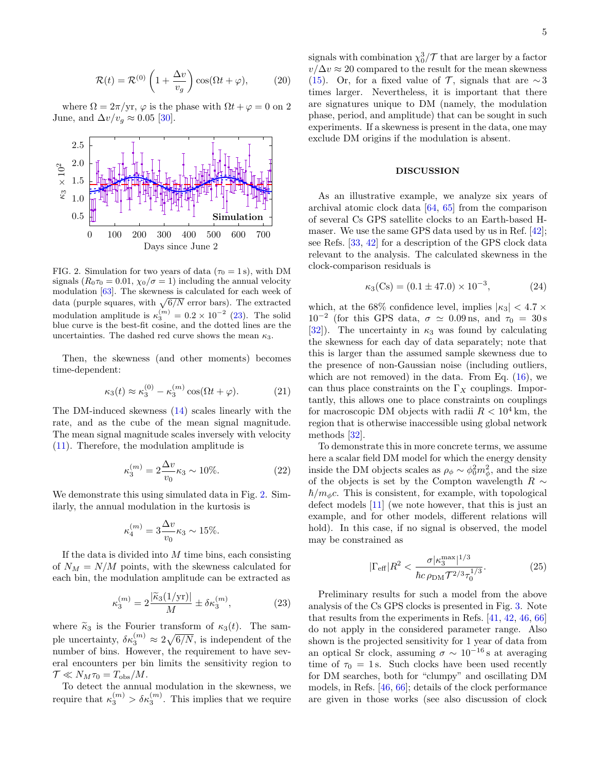$$\mathcal{R}(t) = \mathcal{R}^{(0)}\left(1 + \frac{\Delta v}{v_g}\right)\cos(\Omega t + \varphi), \tag{20}$$

where $\Omega = 2\pi/\text{yr}$, $\varphi$ is the phase with $\Omega t + \varphi = 0$ on 2 June, and $\Delta v/v_g \approx 0.05$ [30].

FIG. 2. Simulation for two years of data ($\tau_0 = 1\,$s), with DM signals ($R_0\tau_0 = 0.01$, $\chi_0/\sigma = 1$) including the annual velocity modulation [63]. The skewness is calculated for each week of data (purple squares, with $\sqrt{6/N}$ error bars). The extracted modulation amplitude is $\kappa_3^{(m)} = 0.2 \times 10^{-2}$ (23). The solid blue curve is the best-fit cosine, and the dotted lines are the uncertainties. The dashed red curve shows the mean $\kappa_3$.

Then, the skewness (and other moments) becomes time-dependent:

$$\kappa_3(t) \approx \kappa_3^{(0)} - \kappa_3^{(m)}\cos(\Omega t + \varphi). \tag{21}$$

The DM-induced skewness (14) scales linearly with the rate, and as the cube of the mean signal magnitude. The mean signal magnitude scales inversely with velocity (11). Therefore, the modulation amplitude is

$$\kappa_3^{(m)} = 2\frac{\Delta v}{v_0}\kappa_3 \sim 10\%. \tag{22}$$

We demonstrate this using simulated data in Fig. 2. Similarly, the annual modulation in the kurtosis is

$$\kappa_4^{(m)} = 3\frac{\Delta v}{v_0}\kappa_3 \sim 15\%.$$

If the data is divided into $M$ time bins, each consisting of $N_M = N/M$ points, with the skewness calculated for each bin, the modulation amplitude can be extracted as

$$\kappa_3^{(m)} = 2\frac{|\widetilde{\kappa}_3(1/\text{yr})|}{M} \pm \delta\kappa_3^{(m)}, \tag{23}$$

where $\widetilde{\kappa}_3$ is the Fourier transform of $\kappa_3(t)$. The sample uncertainty, $\delta\kappa_3^{(m)} \approx 2\sqrt{6/N}$, is independent of the number of bins. However, the requirement to have several encounters per bin limits the sensitivity region to $\mathcal{T} \ll N_M\tau_0 = T_{\text{obs}}/M$.

To detect the annual modulation in the skewness, we require that $\kappa_3^{(m)} > \delta\kappa_3^{(m)}$. This implies that we require signals with combination $\chi_0^3/\mathcal{T}$ that are larger by a factor $v/\Delta v \approx 20$ compared to the result for the mean skewness (15). Or, for a fixed value of $\mathcal{T}$, signals that are $\sim 3$ times larger. Nevertheless, it is important that there are signatures unique to DM (namely, the modulation phase, period, and amplitude) that can be sought in such experiments. If a skewness is present in the data, one may exclude DM origins if the modulation is absent.

## DISCUSSION

As an illustrative example, we analyze six years of archival atomic clock data [64, 65] from the comparison of several Cs GPS satellite clocks to an Earth-based H-maser. We use the same GPS data used by us in Ref. [42]; see Refs. [33, 42] for a description of the GPS clock data relevant to the analysis. The calculated skewness in the clock-comparison residuals is

$$\kappa_3(\text{Cs}) = (0.1 \pm 47.0) \times 10^{-3}, \tag{24}$$

which, at the 68% confidence level, implies $|\kappa_3| < 4.7 \times 10^{-2}$ (for this GPS data, $\sigma \simeq 0.09\,$ns, and $\tau_0 = 30\,$s [32]). The uncertainty in $\kappa_3$ was found by calculating the skewness for each day of data separately; note that this is larger than the assumed sample skewness due to the presence of non-Gaussian noise (including outliers, which are not removed) in the data. From Eq. (16), we can thus place constraints on the $\Gamma_X$ couplings. Importantly, this allows one to place constraints on couplings for macroscopic DM objects with radii $R < 10^4\,$km, the region that is otherwise inaccessible using global network methods [32].

To demonstrate this in more concrete terms, we assume here a scalar field DM model for which the energy density inside the DM objects scales as $\rho_\phi \sim \phi_0^2 m_\phi^2$, and the size of the objects is set by the Compton wavelength $R \sim \hbar/m_\phi c$. This is consistent, for example, with topological defect models [11] (we note however, that this is just an example, and for other models, different relations will hold). In this case, if no signal is observed, the model may be constrained as

$$|\Gamma_{\text{eff}}|R^2 < \frac{\sigma|\kappa_3^{\max}|^{1/3}}{\hbar c\,\rho_{\text{DM}}\mathcal{T}^{2/3}\tau_0^{1/3}}. \tag{25}$$

Preliminary results for such a model from the above analysis of the Cs GPS clocks is presented in Fig. 3. Note that results from the experiments in Refs. [41, 42, 46, 66] do not apply in the considered parameter range. Also shown is the projected sensitivity for 1 year of data from an optical Sr clock, assuming $\sigma \sim 10^{-16}\,$s at averaging time of $\tau_0 = 1\,$s. Such clocks have been used recently for DM searches, both for "clumpy" and oscillating DM models, in Refs. [46, 66]; details of the clock performance are given in those works (see also discussion of clock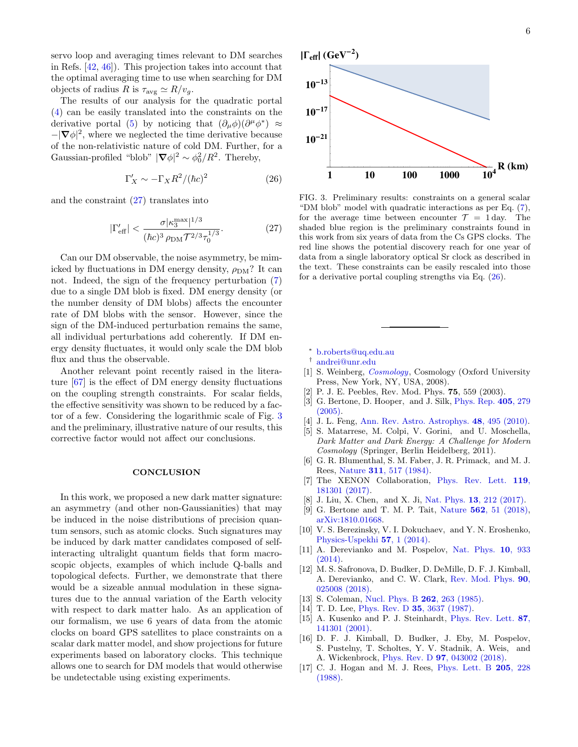servo loop and averaging times relevant to DM searches in Refs. [42, 46]). This projection takes into account that the optimal averaging time to use when searching for DM objects of radius $R$ is $\tau_{\rm avg} \simeq R/v_g$.

The results of our analysis for the quadratic portal (4) can be easily translated into the constraints on the derivative portal (5) by noticing that $(\partial_\mu\phi)(\partial^\mu\phi^*) \approx -|\boldsymbol{\nabla}\phi|^2$, where we neglected the time derivative because of the non-relativistic nature of cold DM. Further, for a Gaussian-profiled "blob" $|\boldsymbol{\nabla}\phi|^2 \sim \phi_0^2/R^2$. Thereby,

$$\Gamma'_X \sim -\Gamma_X R^2/(\hbar c)^2 \tag{26}$$

and the constraint (27) translates into

$$|\Gamma'_{\rm eff}| < \frac{\sigma|\kappa_3^{\rm max}|^{1/3}}{(\hbar c)^3\,\rho_{\rm DM}\mathcal{T}^{2/3}\tau_0^{1/3}}. \tag{27}$$

Can our DM observable, the noise asymmetry, be mimicked by fluctuations in DM energy density, $\rho_{\rm DM}$? It can not. Indeed, the sign of the frequency perturbation (7) due to a single DM blob is fixed. DM energy density (or the number density of DM blobs) affects the encounter rate of DM blobs with the sensor. However, since the sign of the DM-induced perturbation remains the same, all individual perturbations add coherently. If DM energy density fluctuates, it would only scale the DM blob flux and thus the observable.

Another relevant point recently raised in the literature [67] is the effect of DM energy density fluctuations on the coupling strength constraints. For scalar fields, the effective sensitivity was shown to be reduced by a factor of a few. Considering the logarithmic scale of Fig. 3 and the preliminary, illustrative nature of our results, this corrective factor would not affect our conclusions.

## CONCLUSION

In this work, we proposed a new dark matter signature: an asymmetry (and other non-Gaussianities) that may be induced in the noise distributions of precision quantum sensors, such as atomic clocks. Such signatures may be induced by dark matter candidates composed of self-interacting ultralight quantum fields that form macroscopic objects, examples of which include Q-balls and topological defects. Further, we demonstrate that there would be a sizeable annual modulation in these signatures due to the annual variation of the Earth velocity with respect to dark matter halo. As an application of our formalism, we use 6 years of data from the atomic clocks on board GPS satellites to place constraints on a scalar dark matter model, and show projections for future experiments based on laboratory clocks. This technique allows one to search for DM models that would otherwise be undetectable using existing experiments.

FIG. 3. Preliminary results: constraints on a general scalar "DM blob" model with quadratic interactions as per Eq. (7), for the average time between encounter $\mathcal{T} = 1\,$day. The shaded blue region is the preliminary constraints found in this work from six years of data from the Cs GPS clocks. The red line shows the potential discovery reach for one year of data from a single laboratory optical Sr clock as described in the text. These constraints can be easily rescaled into those for a derivative portal coupling strengths via Eq. (26).

---

\* b.roberts@uq.edu.au
† andrei@unr.edu

[1] S. Weinberg, *Cosmology*, Cosmology (Oxford University Press, New York, NY, USA, 2008).
[2] P. J. E. Peebles, Rev. Mod. Phys. **75**, 559 (2003).
[3] G. Bertone, D. Hooper, and J. Silk, Phys. Rep. **405**, 279 (2005).
[4] J. L. Feng, Ann. Rev. Astro. Astrophys. **48**, 495 (2010).
[5] S. Matarrese, M. Colpi, V. Gorini, and U. Moschella, *Dark Matter and Dark Energy: A Challenge for Modern Cosmology* (Springer, Berlin Heidelberg, 2011).
[6] G. R. Blumenthal, S. M. Faber, J. R. Primack, and M. J. Rees, Nature **311**, 517 (1984).
[7] The XENON Collaboration, Phys. Rev. Lett. **119**, 181301 (2017).
[8] J. Liu, X. Chen, and X. Ji, Nat. Phys. **13**, 212 (2017).
[9] G. Bertone and T. M. P. Tait, Nature **562**, 51 (2018), arXiv:1810.01668.
[10] V. S. Berezinsky, V. I. Dokuchaev, and Y. N. Eroshenko, Physics-Uspekhi **57**, 1 (2014).
[11] A. Derevianko and M. Pospelov, Nat. Phys. **10**, 933 (2014).
[12] M. S. Safronova, D. Budker, D. DeMille, D. F. J. Kimball, A. Derevianko, and C. W. Clark, Rev. Mod. Phys. **90**, 025008 (2018).
[13] S. Coleman, Nucl. Phys. B **262**, 263 (1985).
[14] T. D. Lee, Phys. Rev. D **35**, 3637 (1987).
[15] A. Kusenko and P. J. Steinhardt, Phys. Rev. Lett. **87**, 141301 (2001).
[16] D. F. J. Kimball, D. Budker, J. Eby, M. Pospelov, S. Pustelny, T. Scholtes, Y. V. Stadnik, A. Weis, and A. Wickenbrock, Phys. Rev. D **97**, 043002 (2018).
[17] C. J. Hogan and M. J. Rees, Phys. Lett. B **205**, 228 (1988).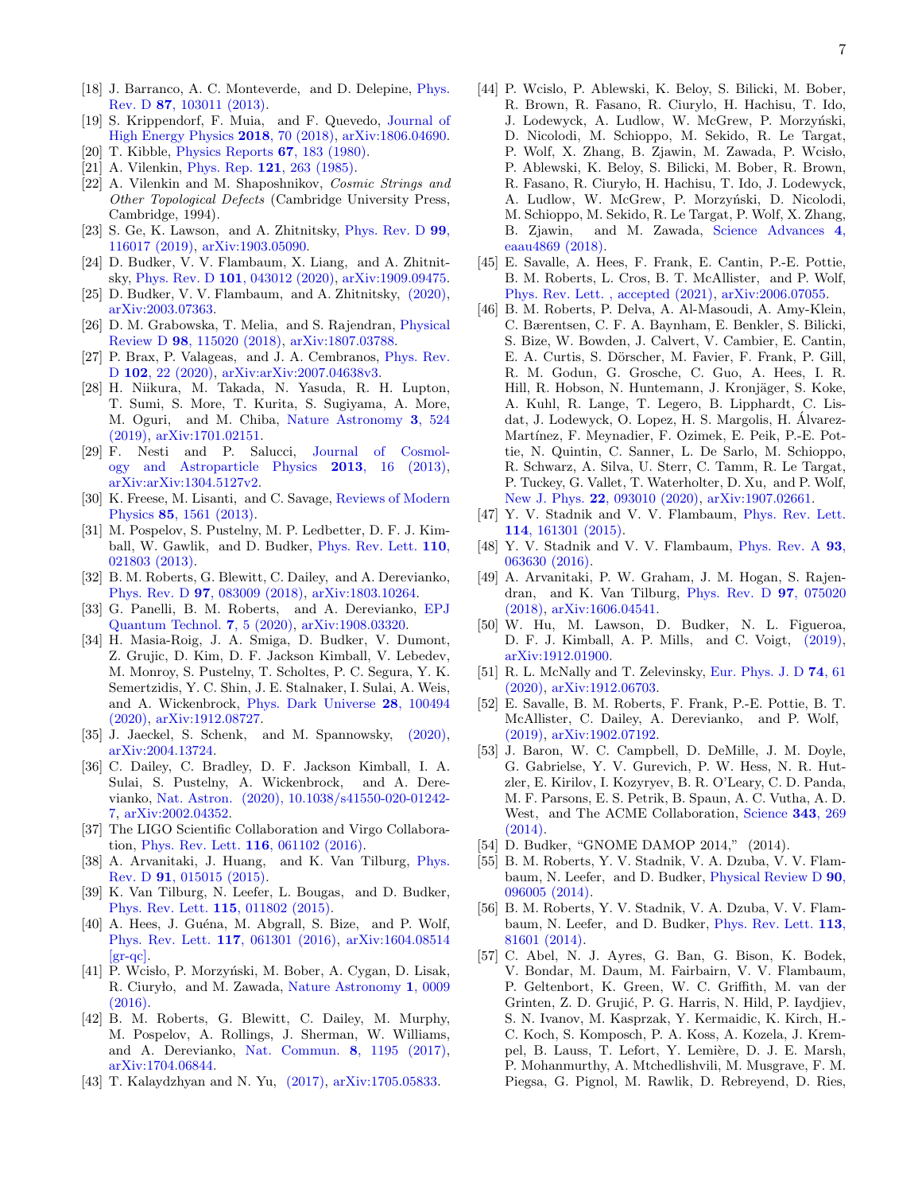[18] J. Barranco, A. C. Monteverde, and D. Delepine, Phys. Rev. D **87**, 103011 (2013).

[19] S. Krippendorf, F. Muia, and F. Quevedo, Journal of High Energy Physics **2018**, 70 (2018), arXiv:1806.04690.

[20] T. Kibble, Physics Reports **67**, 183 (1980).

[21] A. Vilenkin, Phys. Rep. **121**, 263 (1985).

[22] A. Vilenkin and M. Shaposhnikov, *Cosmic Strings and Other Topological Defects* (Cambridge University Press, Cambridge, 1994).

[23] S. Ge, K. Lawson, and A. Zhitnitsky, Phys. Rev. D **99**, 116017 (2019), arXiv:1903.05090.

[24] D. Budker, V. V. Flambaum, X. Liang, and A. Zhitnitsky, Phys. Rev. D **101**, 043012 (2020), arXiv:1909.09475.

[25] D. Budker, V. V. Flambaum, and A. Zhitnitsky, (2020), arXiv:2003.07363.

[26] D. M. Grabowska, T. Melia, and S. Rajendran, Physical Review D **98**, 115020 (2018), arXiv:1807.03788.

[27] P. Brax, P. Valageas, and J. A. Cembranos, Phys. Rev. D **102**, 22 (2020), arXiv:arXiv:2007.04638v3.

[28] H. Niikura, M. Takada, N. Yasuda, R. H. Lupton, T. Sumi, S. More, T. Kurita, S. Sugiyama, A. More, M. Oguri, and M. Chiba, Nature Astronomy **3**, 524 (2019), arXiv:1701.02151.

[29] F. Nesti and P. Salucci, Journal of Cosmology and Astroparticle Physics **2013**, 16 (2013), arXiv:arXiv:1304.5127v2.

[30] K. Freese, M. Lisanti, and C. Savage, Reviews of Modern Physics **85**, 1561 (2013).

[31] M. Pospelov, S. Pustelny, M. P. Ledbetter, D. F. J. Kimball, W. Gawlik, and D. Budker, Phys. Rev. Lett. **110**, 021803 (2013).

[32] B. M. Roberts, G. Blewitt, C. Dailey, and A. Derevianko, Phys. Rev. D **97**, 083009 (2018), arXiv:1803.10264.

[33] G. Panelli, B. M. Roberts, and A. Derevianko, EPJ Quantum Technol. **7**, 5 (2020), arXiv:1908.03320.

[34] H. Masia-Roig, J. A. Smiga, D. Budker, V. Dumont, Z. Grujic, D. Kim, D. F. Jackson Kimball, V. Lebedev, M. Monroy, S. Pustelny, T. Scholtes, P. C. Segura, Y. K. Semertzidis, Y. C. Shin, J. E. Stalnaker, I. Sulai, A. Weis, and A. Wickenbrock, Phys. Dark Universe **28**, 100494 (2020), arXiv:1912.08727.

[35] J. Jaeckel, S. Schenk, and M. Spannowsky, (2020), arXiv:2004.13724.

[36] C. Dailey, C. Bradley, D. F. Jackson Kimball, I. A. Sulai, S. Pustelny, A. Wickenbrock, and A. Derevianko, Nat. Astron. (2020), 10.1038/s41550-020-01242-7, arXiv:2002.04352.

[37] The LIGO Scientific Collaboration and Virgo Collaboration, Phys. Rev. Lett. **116**, 061102 (2016).

[38] A. Arvanitaki, J. Huang, and K. Van Tilburg, Phys. Rev. D **91**, 015015 (2015).

[39] K. Van Tilburg, N. Leefer, L. Bougas, and D. Budker, Phys. Rev. Lett. **115**, 011802 (2015).

[40] A. Hees, J. Guéna, M. Abgrall, S. Bize, and P. Wolf, Phys. Rev. Lett. **117**, 061301 (2016), arXiv:1604.08514 [gr-qc].

[41] P. Wcisło, P. Morzyński, M. Bober, A. Cygan, D. Lisak, R. Ciuryło, and M. Zawada, Nature Astronomy **1**, 0009 (2016).

[42] B. M. Roberts, G. Blewitt, C. Dailey, M. Murphy, M. Pospelov, A. Rollings, J. Sherman, W. Williams, and A. Derevianko, Nat. Commun. **8**, 1195 (2017), arXiv:1704.06844.

[43] T. Kalaydzhyan and N. Yu, (2017), arXiv:1705.05833.

[44] P. Wcislo, P. Ablewski, K. Beloy, S. Bilicki, M. Bober, R. Brown, R. Fasano, R. Ciurylo, H. Hachisu, T. Ido, J. Lodewyck, A. Ludlow, W. McGrew, P. Morzyński, D. Nicolodi, M. Schioppo, M. Sekido, R. Le Targat, P. Wolf, X. Zhang, B. Zjawin, M. Zawada, P. Wcisło, P. Ablewski, K. Beloy, S. Bilicki, M. Bober, R. Brown, R. Fasano, R. Ciuryło, H. Hachisu, T. Ido, J. Lodewyck, A. Ludlow, W. McGrew, P. Morzyński, D. Nicolodi, M. Schioppo, M. Sekido, R. Le Targat, P. Wolf, X. Zhang, B. Zjawin, and M. Zawada, Science Advances **4**, eaau4869 (2018).

[45] E. Savalle, A. Hees, F. Frank, E. Cantin, P.-E. Pottie, B. M. Roberts, L. Cros, B. T. McAllister, and P. Wolf, Phys. Rev. Lett. , accepted (2021), arXiv:2006.07055.

[46] B. M. Roberts, P. Delva, A. Al-Masoudi, A. Amy-Klein, C. Bærentsen, C. F. A. Baynham, E. Benkler, S. Bilicki, S. Bize, W. Bowden, J. Calvert, V. Cambier, E. Cantin, E. A. Curtis, S. Dörscher, M. Favier, F. Frank, P. Gill, R. M. Godun, G. Grosche, C. Guo, A. Hees, I. R. Hill, R. Hobson, N. Huntemann, J. Kronjäger, S. Koke, A. Kuhl, R. Lange, T. Legero, B. Lipphardt, C. Lisdat, J. Lodewyck, O. Lopez, H. S. Margolis, H. Álvarez-Martínez, F. Meynadier, F. Ozimek, E. Peik, P.-E. Pottie, N. Quintin, C. Sanner, L. De Sarlo, M. Schioppo, R. Schwarz, A. Silva, U. Sterr, C. Tamm, R. Le Targat, P. Tuckey, G. Vallet, T. Waterholter, D. Xu, and P. Wolf, New J. Phys. **22**, 093010 (2020), arXiv:1907.02661.

[47] Y. V. Stadnik and V. V. Flambaum, Phys. Rev. Lett. **114**, 161301 (2015).

[48] Y. V. Stadnik and V. V. Flambaum, Phys. Rev. A **93**, 063630 (2016).

[49] A. Arvanitaki, P. W. Graham, J. M. Hogan, S. Rajendran, and K. Van Tilburg, Phys. Rev. D **97**, 075020 (2018), arXiv:1606.04541.

[50] W. Hu, M. Lawson, D. Budker, N. L. Figueroa, D. F. J. Kimball, A. P. Mills, and C. Voigt, (2019), arXiv:1912.01900.

[51] R. L. McNally and T. Zelevinsky, Eur. Phys. J. D **74**, 61 (2020), arXiv:1912.06703.

[52] E. Savalle, B. M. Roberts, F. Frank, P.-E. Pottie, B. T. McAllister, C. Dailey, A. Derevianko, and P. Wolf, (2019), arXiv:1902.07192.

[53] J. Baron, W. C. Campbell, D. DeMille, J. M. Doyle, G. Gabrielse, Y. V. Gurevich, P. W. Hess, N. R. Hutzler, E. Kirilov, I. Kozyryev, B. R. O'Leary, C. D. Panda, M. F. Parsons, E. S. Petrik, B. Spaun, A. C. Vutha, A. D. West, and The ACME Collaboration, Science **343**, 269 (2014).

[54] D. Budker, "GNOME DAMOP 2014," (2014).

[55] B. M. Roberts, Y. V. Stadnik, V. A. Dzuba, V. V. Flambaum, N. Leefer, and D. Budker, Physical Review D **90**, 096005 (2014).

[56] B. M. Roberts, Y. V. Stadnik, V. A. Dzuba, V. V. Flambaum, N. Leefer, and D. Budker, Phys. Rev. Lett. **113**, 81601 (2014).

[57] C. Abel, N. J. Ayres, G. Ban, G. Bison, K. Bodek, V. Bondar, M. Daum, M. Fairbairn, V. V. Flambaum, P. Geltenbort, K. Green, W. C. Griffith, M. van der Grinten, Z. D. Grujić, P. G. Harris, N. Hild, P. Iaydjiev, S. N. Ivanov, M. Kasprzak, Y. Kermaidic, K. Kirch, H.-C. Koch, S. Komposch, P. A. Koss, A. Kozela, J. Krempel, B. Lauss, T. Lefort, Y. Lemière, D. J. E. Marsh, P. Mohanmurthy, A. Mtchedlishvili, M. Musgrave, F. M. Piegsa, G. Pignol, M. Rawlik, D. Rebreyend, D. Ries,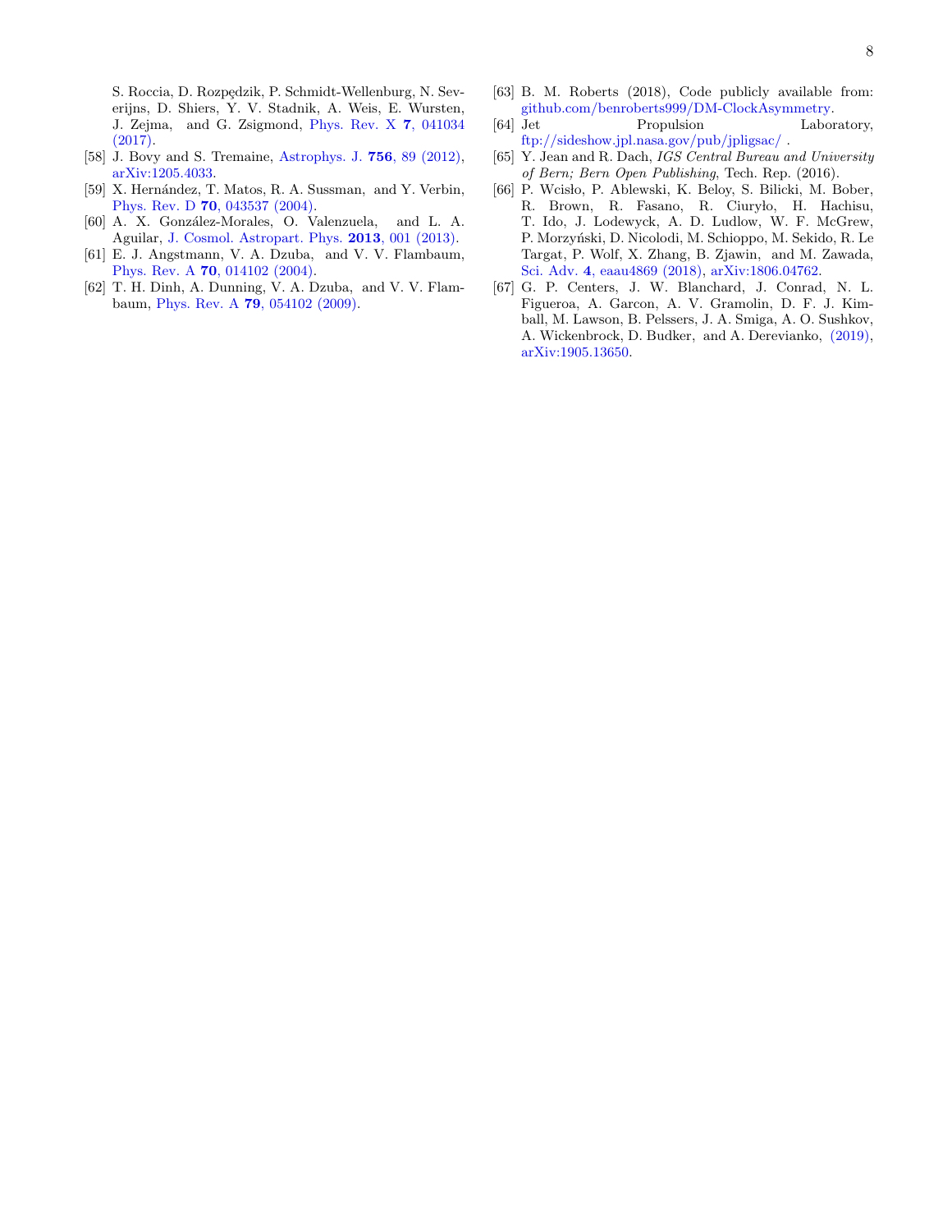S. Roccia, D. Rozpędzik, P. Schmidt-Wellenburg, N. Severijns, D. Shiers, Y. V. Stadnik, A. Weis, E. Wursten, J. Zejma, and G. Zsigmond, Phys. Rev. X **7**, 041034 (2017).

[58] J. Bovy and S. Tremaine, Astrophys. J. **756**, 89 (2012), arXiv:1205.4033.

[59] X. Hernández, T. Matos, R. A. Sussman, and Y. Verbin, Phys. Rev. D **70**, 043537 (2004).

[60] A. X. González-Morales, O. Valenzuela, and L. A. Aguilar, J. Cosmol. Astropart. Phys. **2013**, 001 (2013).

[61] E. J. Angstmann, V. A. Dzuba, and V. V. Flambaum, Phys. Rev. A **70**, 014102 (2004).

[62] T. H. Dinh, A. Dunning, V. A. Dzuba, and V. V. Flambaum, Phys. Rev. A **79**, 054102 (2009).

[63] B. M. Roberts (2018), Code publicly available from: github.com/benroberts999/DM-ClockAsymmetry.

[64] Jet Propulsion Laboratory, ftp://sideshow.jpl.nasa.gov/pub/jpligsac/ .

[65] Y. Jean and R. Dach, *IGS Central Bureau and University of Bern; Bern Open Publishing*, Tech. Rep. (2016).

[66] P. Wcisło, P. Ablewski, K. Beloy, S. Bilicki, M. Bober, R. Brown, R. Fasano, R. Ciuryło, H. Hachisu, T. Ido, J. Lodewyck, A. D. Ludlow, W. F. McGrew, P. Morzyński, D. Nicolodi, M. Schioppo, M. Sekido, R. Le Targat, P. Wolf, X. Zhang, B. Zjawin, and M. Zawada, Sci. Adv. **4**, eaau4869 (2018), arXiv:1806.04762.

[67] G. P. Centers, J. W. Blanchard, J. Conrad, N. L. Figueroa, A. Garcon, A. V. Gramolin, D. F. J. Kimball, M. Lawson, B. Pelssers, J. A. Smiga, A. O. Sushkov, A. Wickenbrock, D. Budker, and A. Derevianko, (2019), arXiv:1905.13650.